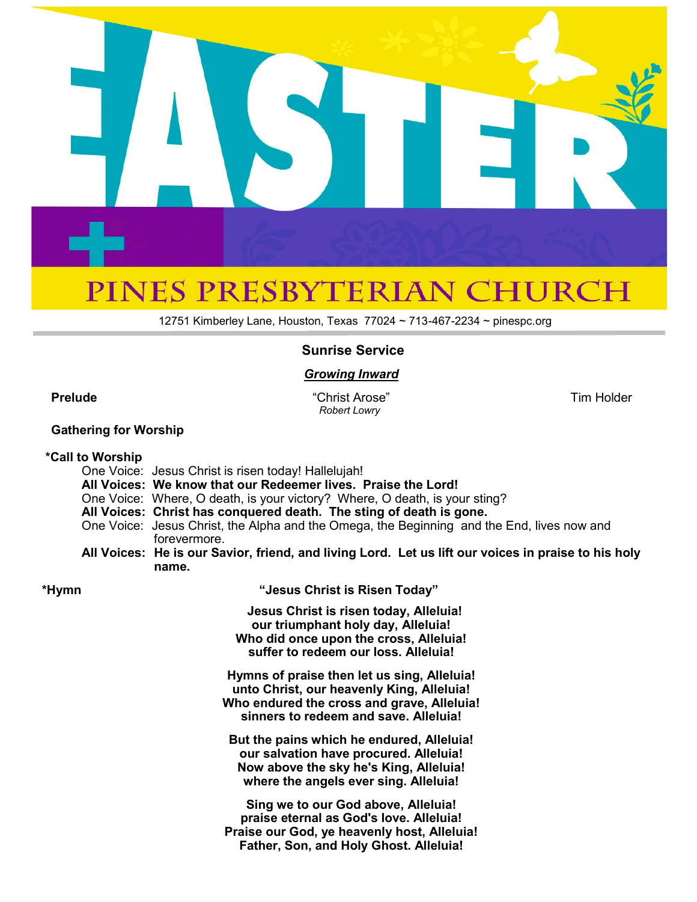# EASTER

# PINES PRESBYTERIAN CHURCH

12751 Kimberley Lane, Houston, Texas 77024 ~ 713-467-2234 ~ pinespc.org

## Sunrise Service

***Growing Inward***

**Prelude** "Christ Arose" *Robert Lowry* Tim Holder

**Gathering for Worship**

**\*Call to Worship**

One Voice: Jesus Christ is risen today! Hallelujah!
**All Voices: We know that our Redeemer lives. Praise the Lord!**
One Voice: Where, O death, is your victory? Where, O death, is your sting?
**All Voices: Christ has conquered death. The sting of death is gone.**
One Voice: Jesus Christ, the Alpha and the Omega, the Beginning and the End, lives now and forevermore.
**All Voices: He is our Savior, friend, and living Lord. Let us lift our voices in praise to his holy name.**

**\*Hymn** **"Jesus Christ is Risen Today"**

**Jesus Christ is risen today, Alleluia!**
**our triumphant holy day, Alleluia!**
**Who did once upon the cross, Alleluia!**
**suffer to redeem our loss. Alleluia!**

**Hymns of praise then let us sing, Alleluia!**
**unto Christ, our heavenly King, Alleluia!**
**Who endured the cross and grave, Alleluia!**
**sinners to redeem and save. Alleluia!**

**But the pains which he endured, Alleluia!**
**our salvation have procured. Alleluia!**
**Now above the sky he's King, Alleluia!**
**where the angels ever sing. Alleluia!**

**Sing we to our God above, Alleluia!**
**praise eternal as God's love. Alleluia!**
**Praise our God, ye heavenly host, Alleluia!**
**Father, Son, and Holy Ghost. Alleluia!**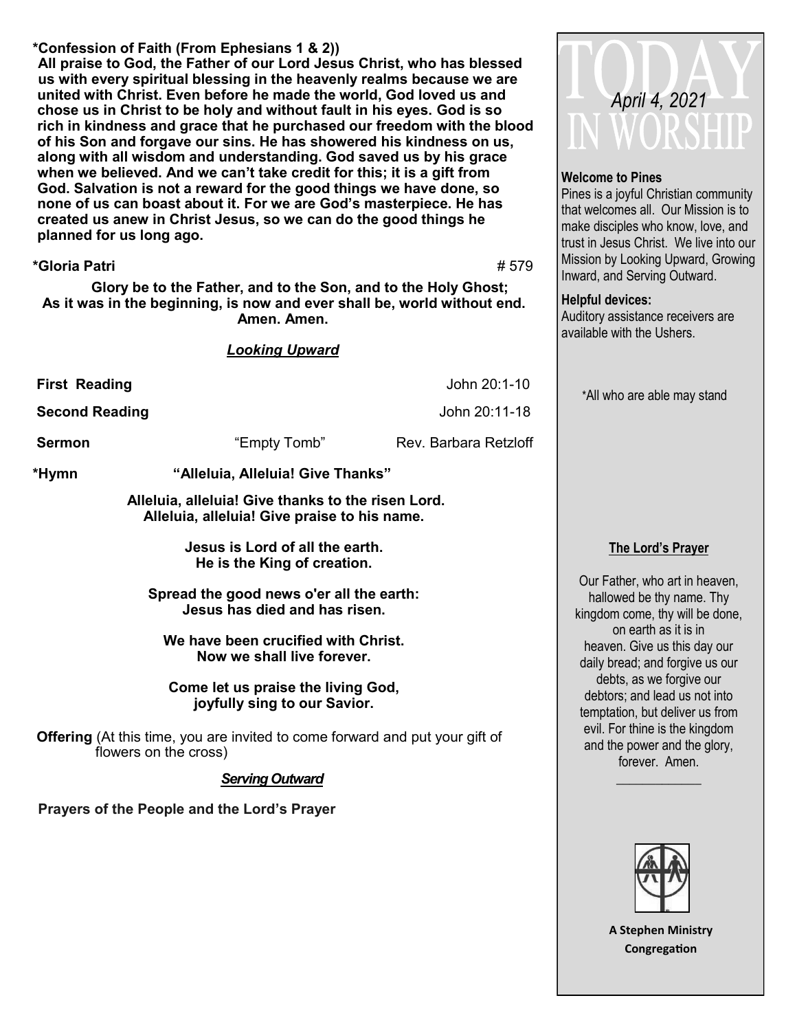**\*Confession of Faith (From Ephesians 1 & 2))**

**All praise to God, the Father of our Lord Jesus Christ, who has blessed us with every spiritual blessing in the heavenly realms because we are united with Christ. Even before he made the world, God loved us and chose us in Christ to be holy and without fault in his eyes. God is so rich in kindness and grace that he purchased our freedom with the blood of his Son and forgave our sins. He has showered his kindness on us, along with all wisdom and understanding. God saved us by his grace when we believed. And we can't take credit for this; it is a gift from God. Salvation is not a reward for the good things we have done, so none of us can boast about it. For we are God's masterpiece. He has created us anew in Christ Jesus, so we can do the good things he planned for us long ago.**

**\*Gloria Patri** # 579

**Glory be to the Father, and to the Son, and to the Holy Ghost;
As it was in the beginning, is now and ever shall be, world without end.
Amen. Amen.**

***Looking Upward***

**First Reading** John 20:1-10

**Second Reading** John 20:11-18

**Sermon** "Empty Tomb" Rev. Barbara Retzloff

**\*Hymn** **"Alleluia, Alleluia! Give Thanks"**

**Alleluia, alleluia! Give thanks to the risen Lord.
Alleluia, alleluia! Give praise to his name.**

**Jesus is Lord of all the earth.
He is the King of creation.**

**Spread the good news o'er all the earth:
Jesus has died and has risen.**

**We have been crucified with Christ.
Now we shall live forever.**

**Come let us praise the living God,
joyfully sing to our Savior.**

**Offering** (At this time, you are invited to come forward and put your gift of flowers on the cross)

***Serving Outward***

**Prayers of the People and the Lord's Prayer**

# TODAY IN WORSHIP

*April 4, 2021*

**Welcome to Pines**
Pines is a joyful Christian community that welcomes all. Our Mission is to make disciples who know, love, and trust in Jesus Christ. We live into our Mission by Looking Upward, Growing Inward, and Serving Outward.

**Helpful devices:**
Auditory assistance receivers are available with the Ushers.

\*All who are able may stand

**The Lord's Prayer**

Our Father, who art in heaven, hallowed be thy name. Thy kingdom come, thy will be done, on earth as it is in heaven. Give us this day our daily bread; and forgive us our debts, as we forgive our debtors; and lead us not into temptation, but deliver us from evil. For thine is the kingdom and the power and the glory, forever. Amen.

**A Stephen Ministry Congregation**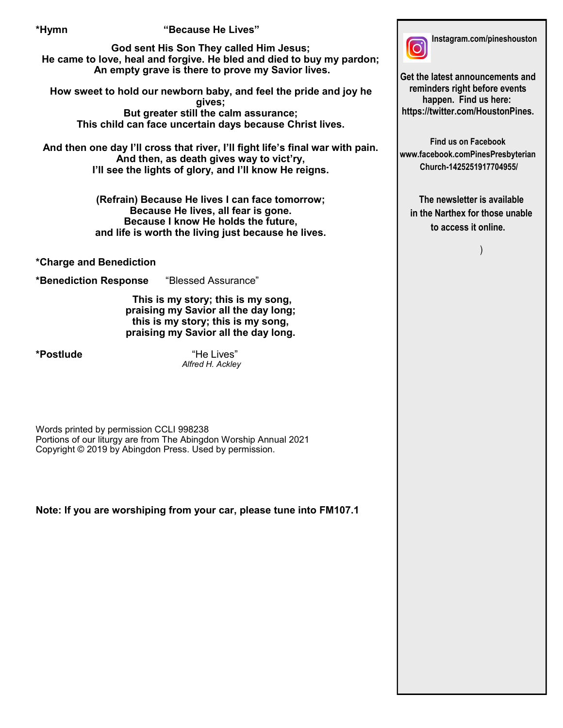**\*Hymn** **"Because He Lives"**

**God sent His Son They called Him Jesus;**
**He came to love, heal and forgive. He bled and died to buy my pardon;**
**An empty grave is there to prove my Savior lives.**

**How sweet to hold our newborn baby, and feel the pride and joy he gives;**
**But greater still the calm assurance;**
**This child can face uncertain days because Christ lives.**

**And then one day I'll cross that river, I'll fight life's final war with pain.**
**And then, as death gives way to vict'ry,**
**I'll see the lights of glory, and I'll know He reigns.**

**(Refrain) Because He lives I can face tomorrow;**
**Because He lives, all fear is gone.**
**Because I know He holds the future,**
**and life is worth the living just because he lives.**

**\*Charge and Benediction**

**\*Benediction Response** "Blessed Assurance"

**This is my story; this is my song,**
**praising my Savior all the day long;**
**this is my story; this is my song,**
**praising my Savior all the day long.**

**\*Postlude** "He Lives"
*Alfred H. Ackley*

Words printed by permission CCLI 998238
Portions of our liturgy are from The Abingdon Worship Annual 2021
Copyright © 2019 by Abingdon Press. Used by permission.

**Note: If you are worshiping from your car, please tune into FM107.1**

**Instagram.com/pineshouston**

**Get the latest announcements and reminders right before events happen. Find us here: https://twitter.com/HoustonPines.**

**Find us on Facebook**
**www.facebook.comPinesPresbyterianChurch-1425251917704955/**

**The newsletter is available in the Narthex for those unable to access it online.**

)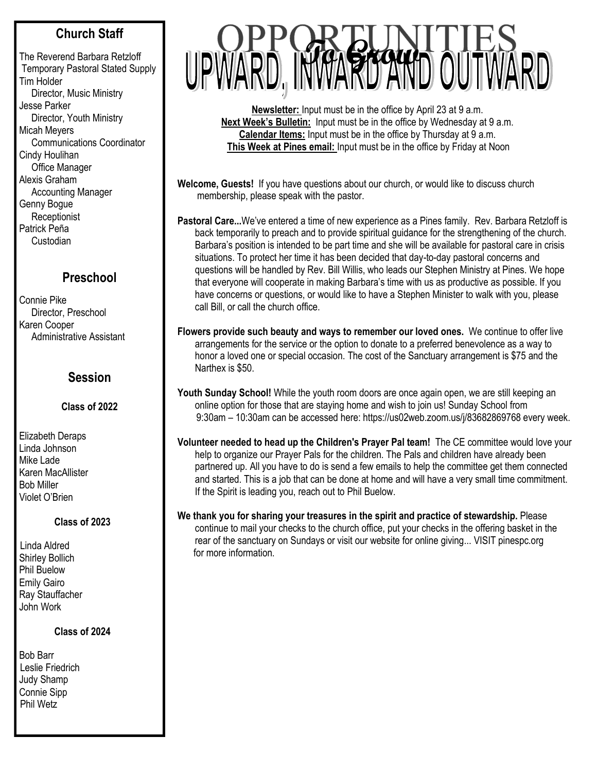## Church Staff

The Reverend Barbara Retzloff
Temporary Pastoral Stated Supply
Tim Holder
Director, Music Ministry
Jesse Parker
Director, Youth Ministry
Micah Meyers
Communications Coordinator
Cindy Houlihan
Office Manager
Alexis Graham
Accounting Manager
Genny Bogue
Receptionist
Patrick Peña
Custodian

## Preschool

Connie Pike
Director, Preschool
Karen Cooper
Administrative Assistant

## Session

### Class of 2022

Elizabeth Deraps
Linda Johnson
Mike Lade
Karen MacAllister
Bob Miller
Violet O'Brien

### Class of 2023

Linda Aldred
Shirley Bollich
Phil Buelow
Emily Gairo
Ray Stauffacher
John Work

### Class of 2024

Bob Barr
Leslie Friedrich
Judy Shamp
Connie Sipp
Phil Wetz

# OPPORTUNITIES To Grow UPWARD, INWARD AND OUTWARD

**Newsletter:** Input must be in the office by April 23 at 9 a.m.
**Next Week's Bulletin:** Input must be in the office by Wednesday at 9 a.m.
**Calendar Items:** Input must be in the office by Thursday at 9 a.m.
**This Week at Pines email:** Input must be in the office by Friday at Noon

**Welcome, Guests!** If you have questions about our church, or would like to discuss church membership, please speak with the pastor.

**Pastoral Care...** We've entered a time of new experience as a Pines family. Rev. Barbara Retzloff is back temporarily to preach and to provide spiritual guidance for the strengthening of the church. Barbara's position is intended to be part time and she will be available for pastoral care in crisis situations. To protect her time it has been decided that day-to-day pastoral concerns and questions will be handled by Rev. Bill Willis, who leads our Stephen Ministry at Pines. We hope that everyone will cooperate in making Barbara's time with us as productive as possible. If you have concerns or questions, or would like to have a Stephen Minister to walk with you, please call Bill, or call the church office.

**Flowers provide such beauty and ways to remember our loved ones.** We continue to offer live arrangements for the service or the option to donate to a preferred benevolence as a way to honor a loved one or special occasion. The cost of the Sanctuary arrangement is $75 and the Narthex is $50.

**Youth Sunday School!** While the youth room doors are once again open, we are still keeping an online option for those that are staying home and wish to join us! Sunday School from 9:30am – 10:30am can be accessed here: https://us02web.zoom.us/j/83682869768 every week.

**Volunteer needed to head up the Children's Prayer Pal team!** The CE committee would love your help to organize our Prayer Pals for the children. The Pals and children have already been partnered up. All you have to do is send a few emails to help the committee get them connected and started. This is a job that can be done at home and will have a very small time commitment. If the Spirit is leading you, reach out to Phil Buelow.

**We thank you for sharing your treasures in the spirit and practice of stewardship.** Please continue to mail your checks to the church office, put your checks in the offering basket in the rear of the sanctuary on Sundays or visit our website for online giving... VISIT pinespc.org for more information.